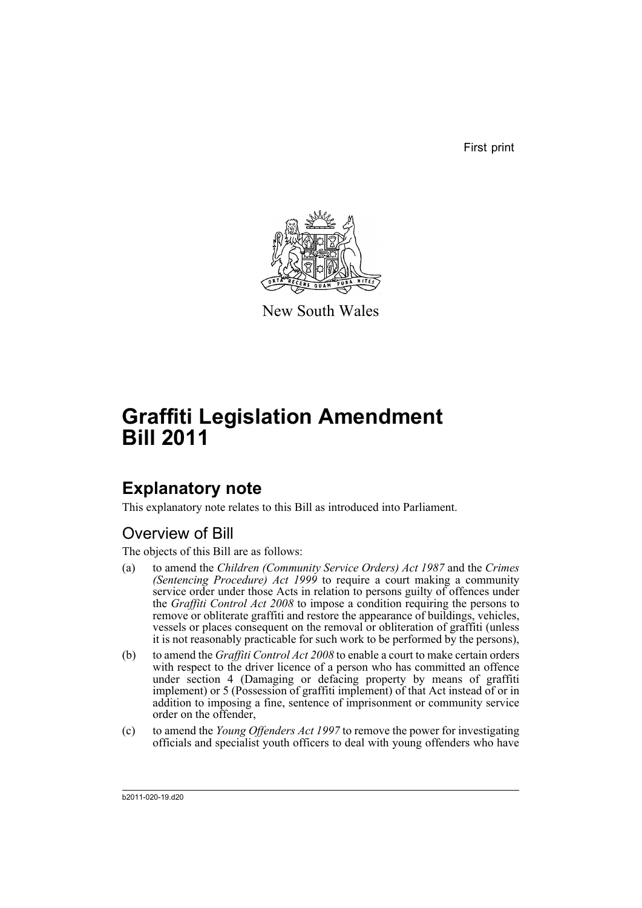First print

New South Wales

# Graffiti Legislation Amendment Bill 2011

## Explanatory note

This explanatory note relates to this Bill as introduced into Parliament.

### Overview of Bill

The objects of this Bill are as follows:

(a) to amend the *Children (Community Service Orders) Act 1987* and the *Crimes (Sentencing Procedure) Act 1999* to require a court making a community service order under those Acts in relation to persons guilty of offences under the *Graffiti Control Act 2008* to impose a condition requiring the persons to remove or obliterate graffiti and restore the appearance of buildings, vehicles, vessels or places consequent on the removal or obliteration of graffiti (unless it is not reasonably practicable for such work to be performed by the persons),

(b) to amend the *Graffiti Control Act 2008* to enable a court to make certain orders with respect to the driver licence of a person who has committed an offence under section 4 (Damaging or defacing property by means of graffiti implement) or 5 (Possession of graffiti implement) of that Act instead of or in addition to imposing a fine, sentence of imprisonment or community service order on the offender,

(c) to amend the *Young Offenders Act 1997* to remove the power for investigating officials and specialist youth officers to deal with young offenders who have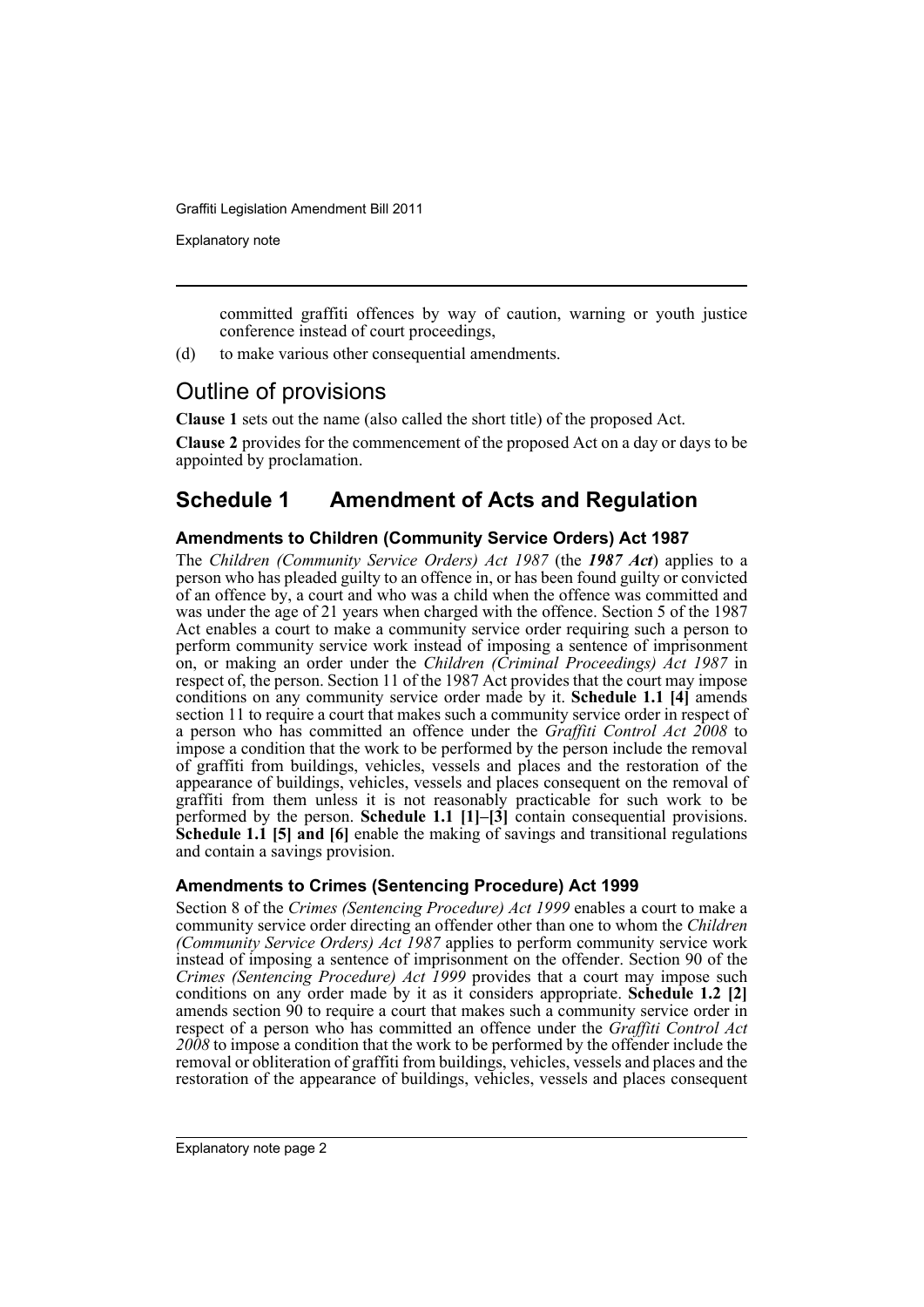committed graffiti offences by way of caution, warning or youth justice conference instead of court proceedings,

(d) to make various other consequential amendments.

## Outline of provisions

**Clause 1** sets out the name (also called the short title) of the proposed Act.

**Clause 2** provides for the commencement of the proposed Act on a day or days to be appointed by proclamation.

## Schedule 1 Amendment of Acts and Regulation

### Amendments to Children (Community Service Orders) Act 1987

The *Children (Community Service Orders) Act 1987* (the ***1987 Act***) applies to a person who has pleaded guilty to an offence in, or has been found guilty or convicted of an offence by, a court and who was a child when the offence was committed and was under the age of 21 years when charged with the offence. Section 5 of the 1987 Act enables a court to make a community service order requiring such a person to perform community service work instead of imposing a sentence of imprisonment on, or making an order under the *Children (Criminal Proceedings) Act 1987* in respect of, the person. Section 11 of the 1987 Act provides that the court may impose conditions on any community service order made by it. **Schedule 1.1 [4]** amends section 11 to require a court that makes such a community service order in respect of a person who has committed an offence under the *Graffiti Control Act 2008* to impose a condition that the work to be performed by the person include the removal of graffiti from buildings, vehicles, vessels and places and the restoration of the appearance of buildings, vehicles, vessels and places consequent on the removal of graffiti from them unless it is not reasonably practicable for such work to be performed by the person. **Schedule 1.1 [1]–[3]** contain consequential provisions. **Schedule 1.1 [5] and [6]** enable the making of savings and transitional regulations and contain a savings provision.

### Amendments to Crimes (Sentencing Procedure) Act 1999

Section 8 of the *Crimes (Sentencing Procedure) Act 1999* enables a court to make a community service order directing an offender other than one to whom the *Children (Community Service Orders) Act 1987* applies to perform community service work instead of imposing a sentence of imprisonment on the offender. Section 90 of the *Crimes (Sentencing Procedure) Act 1999* provides that a court may impose such conditions on any order made by it as it considers appropriate. **Schedule 1.2 [2]** amends section 90 to require a court that makes such a community service order in respect of a person who has committed an offence under the *Graffiti Control Act 2008* to impose a condition that the work to be performed by the offender include the removal or obliteration of graffiti from buildings, vehicles, vessels and places and the restoration of the appearance of buildings, vehicles, vessels and places consequent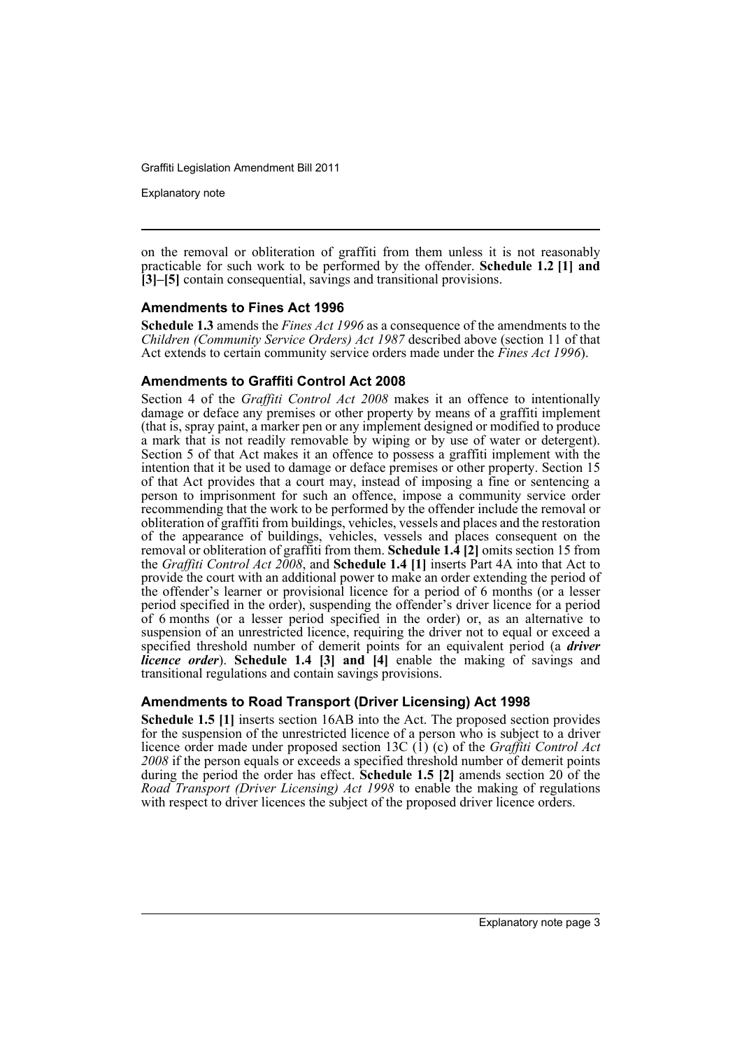on the removal or obliteration of graffiti from them unless it is not reasonably practicable for such work to be performed by the offender. **Schedule 1.2 [1] and [3]–[5]** contain consequential, savings and transitional provisions.

### Amendments to Fines Act 1996

**Schedule 1.3** amends the *Fines Act 1996* as a consequence of the amendments to the *Children (Community Service Orders) Act 1987* described above (section 11 of that Act extends to certain community service orders made under the *Fines Act 1996*).

### Amendments to Graffiti Control Act 2008

Section 4 of the *Graffiti Control Act 2008* makes it an offence to intentionally damage or deface any premises or other property by means of a graffiti implement (that is, spray paint, a marker pen or any implement designed or modified to produce a mark that is not readily removable by wiping or by use of water or detergent). Section 5 of that Act makes it an offence to possess a graffiti implement with the intention that it be used to damage or deface premises or other property. Section 15 of that Act provides that a court may, instead of imposing a fine or sentencing a person to imprisonment for such an offence, impose a community service order recommending that the work to be performed by the offender include the removal or obliteration of graffiti from buildings, vehicles, vessels and places and the restoration of the appearance of buildings, vehicles, vessels and places consequent on the removal or obliteration of graffiti from them. **Schedule 1.4 [2]** omits section 15 from the *Graffiti Control Act 2008*, and **Schedule 1.4 [1]** inserts Part 4A into that Act to provide the court with an additional power to make an order extending the period of the offender's learner or provisional licence for a period of 6 months (or a lesser period specified in the order), suspending the offender's driver licence for a period of 6 months (or a lesser period specified in the order) or, as an alternative to suspension of an unrestricted licence, requiring the driver not to equal or exceed a specified threshold number of demerit points for an equivalent period (a ***driver licence order***). **Schedule 1.4 [3] and [4]** enable the making of savings and transitional regulations and contain savings provisions.

### Amendments to Road Transport (Driver Licensing) Act 1998

**Schedule 1.5 [1]** inserts section 16AB into the Act. The proposed section provides for the suspension of the unrestricted licence of a person who is subject to a driver licence order made under proposed section 13C (1) (c) of the *Graffiti Control Act 2008* if the person equals or exceeds a specified threshold number of demerit points during the period the order has effect. **Schedule 1.5 [2]** amends section 20 of the *Road Transport (Driver Licensing) Act 1998* to enable the making of regulations with respect to driver licences the subject of the proposed driver licence orders.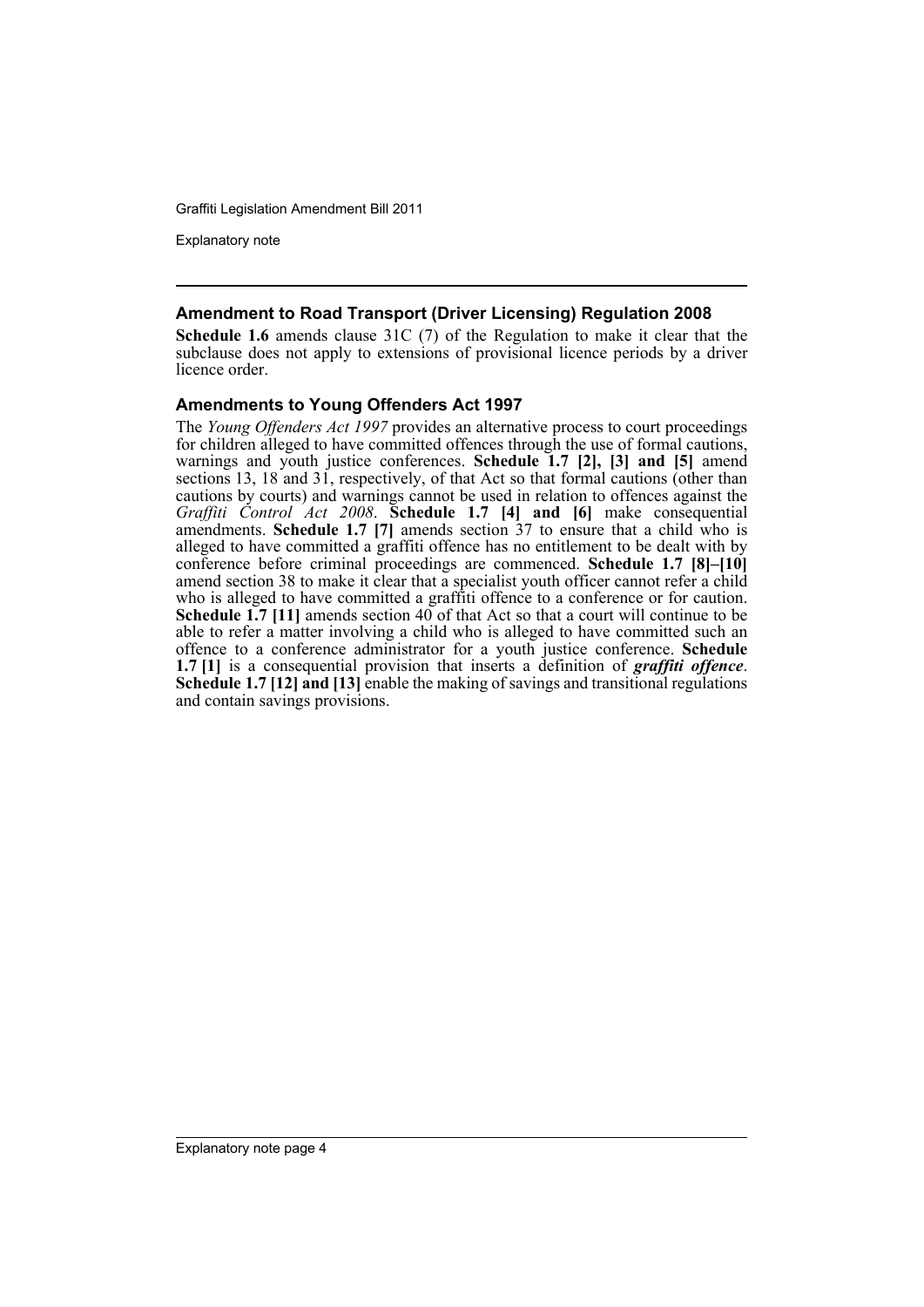## Amendment to Road Transport (Driver Licensing) Regulation 2008

**Schedule 1.6** amends clause 31C (7) of the Regulation to make it clear that the subclause does not apply to extensions of provisional licence periods by a driver licence order.

## Amendments to Young Offenders Act 1997

The *Young Offenders Act 1997* provides an alternative process to court proceedings for children alleged to have committed offences through the use of formal cautions, warnings and youth justice conferences. **Schedule 1.7 [2], [3] and [5]** amend sections 13, 18 and 31, respectively, of that Act so that formal cautions (other than cautions by courts) and warnings cannot be used in relation to offences against the *Graffiti Control Act 2008*. **Schedule 1.7 [4] and [6]** make consequential amendments. **Schedule 1.7 [7]** amends section 37 to ensure that a child who is alleged to have committed a graffiti offence has no entitlement to be dealt with by conference before criminal proceedings are commenced. **Schedule 1.7 [8]–[10]** amend section 38 to make it clear that a specialist youth officer cannot refer a child who is alleged to have committed a graffiti offence to a conference or for caution. **Schedule 1.7 [11]** amends section 40 of that Act so that a court will continue to be able to refer a matter involving a child who is alleged to have committed such an offence to a conference administrator for a youth justice conference. **Schedule 1.7 [1]** is a consequential provision that inserts a definition of ***graffiti offence***. **Schedule 1.7 [12] and [13]** enable the making of savings and transitional regulations and contain savings provisions.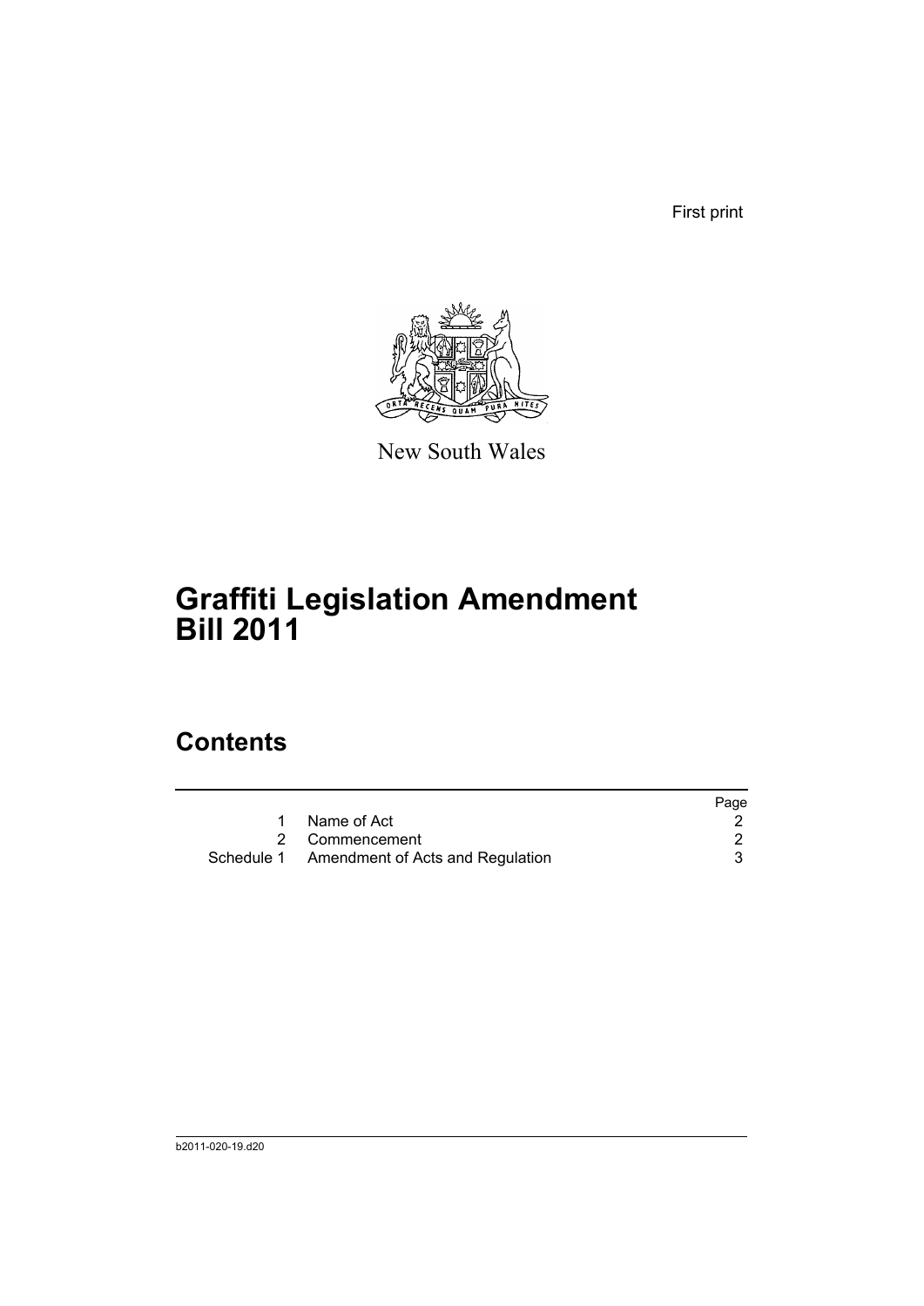First print

New South Wales

# Graffiti Legislation Amendment Bill 2011

## Contents

| | | Page |
|---|---|---|
| 1 | Name of Act | 2 |
| 2 | Commencement | 2 |
| Schedule 1 | Amendment of Acts and Regulation | 3 |

b2011-020-19.d20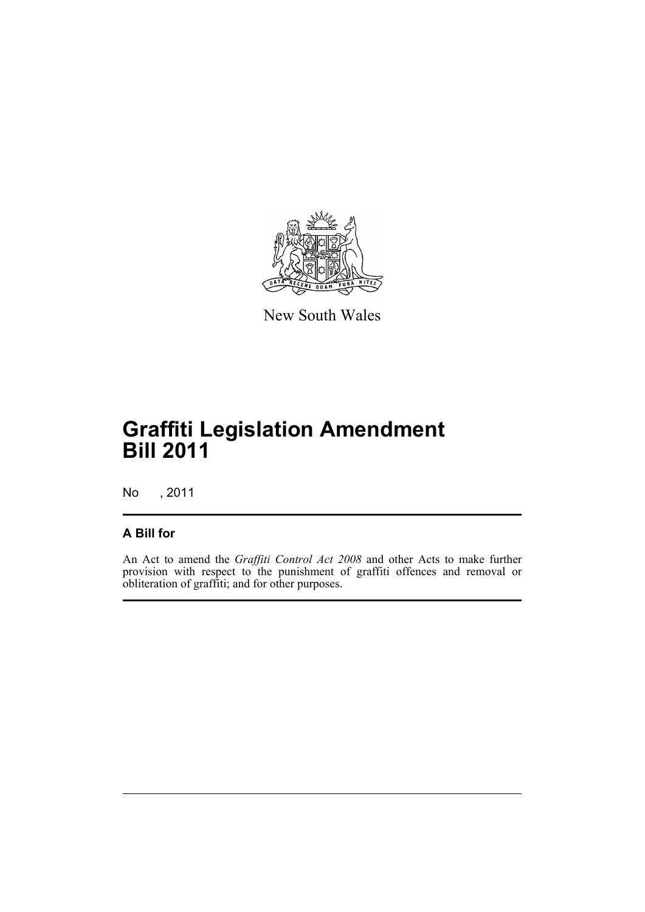New South Wales

# Graffiti Legislation Amendment Bill 2011

No , 2011

## A Bill for

An Act to amend the *Graffiti Control Act 2008* and other Acts to make further provision with respect to the punishment of graffiti offences and removal or obliteration of graffiti; and for other purposes.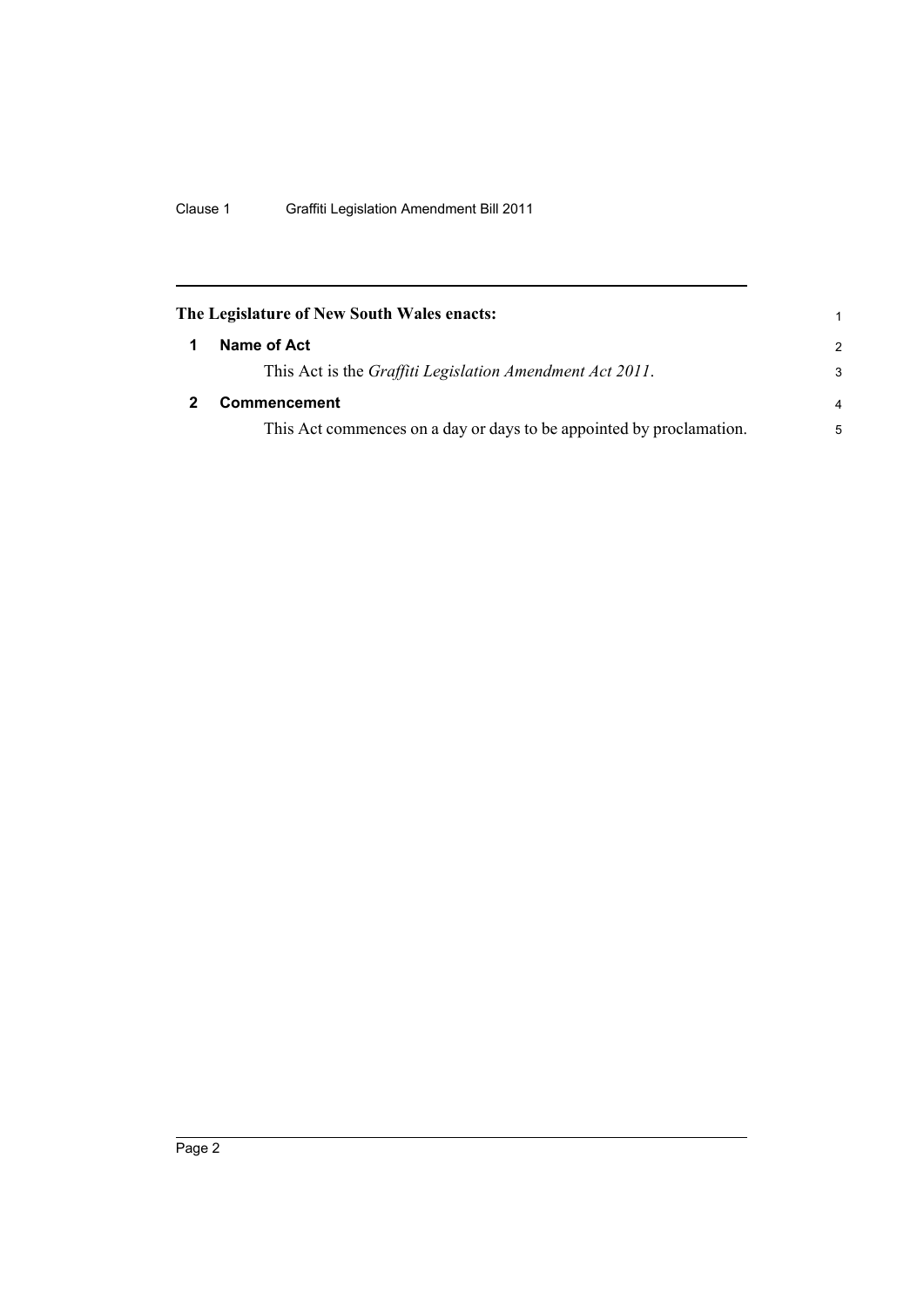**The Legislature of New South Wales enacts:**

## 1 Name of Act

This Act is the *Graffiti Legislation Amendment Act 2011*.

## 2 Commencement

This Act commences on a day or days to be appointed by proclamation.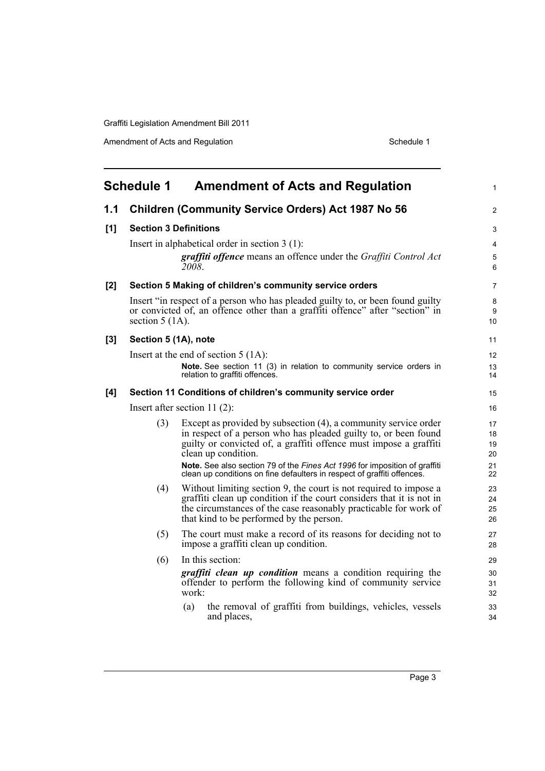# Schedule 1 Amendment of Acts and Regulation

## 1.1 Children (Community Service Orders) Act 1987 No 56

### [1] Section 3 Definitions

Insert in alphabetical order in section 3 (1):

> ***graffiti offence*** means an offence under the *Graffiti Control Act 2008*.

### [2] Section 5 Making of children's community service orders

Insert "in respect of a person who has pleaded guilty to, or been found guilty or convicted of, an offence other than a graffiti offence" after "section" in section 5 (1A).

### [3] Section 5 (1A), note

Insert at the end of section 5 (1A):

> **Note.** See section 11 (3) in relation to community service orders in relation to graffiti offences.

### [4] Section 11 Conditions of children's community service order

Insert after section 11 (2):

> (3) Except as provided by subsection (4), a community service order in respect of a person who has pleaded guilty to, or been found guilty or convicted of, a graffiti offence must impose a graffiti clean up condition.
>
> **Note.** See also section 79 of the *Fines Act 1996* for imposition of graffiti clean up conditions on fine defaulters in respect of graffiti offences.
>
> (4) Without limiting section 9, the court is not required to impose a graffiti clean up condition if the court considers that it is not in the circumstances of the case reasonably practicable for work of that kind to be performed by the person.
>
> (5) The court must make a record of its reasons for deciding not to impose a graffiti clean up condition.
>
> (6) In this section:
>
> ***graffiti clean up condition*** means a condition requiring the offender to perform the following kind of community service work:
>
> (a) the removal of graffiti from buildings, vehicles, vessels and places,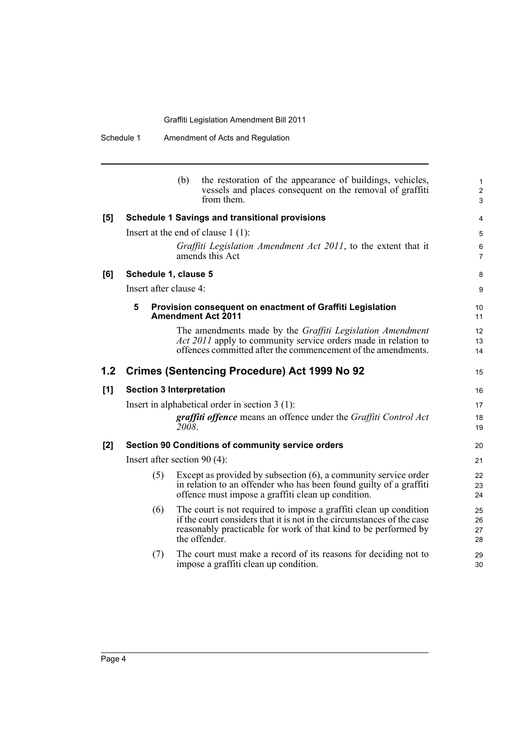(b) the restoration of the appearance of buildings, vehicles, vessels and places consequent on the removal of graffiti from them.

**[5] Schedule 1 Savings and transitional provisions**

Insert at the end of clause 1 (1):

*Graffiti Legislation Amendment Act 2011*, to the extent that it amends this Act

**[6] Schedule 1, clause 5**

Insert after clause 4:

**5 Provision consequent on enactment of Graffiti Legislation Amendment Act 2011**

The amendments made by the *Graffiti Legislation Amendment Act 2011* apply to community service orders made in relation to offences committed after the commencement of the amendments.

## 1.2 Crimes (Sentencing Procedure) Act 1999 No 92

**[1] Section 3 Interpretation**

Insert in alphabetical order in section 3 (1):

***graffiti offence*** means an offence under the *Graffiti Control Act 2008*.

**[2] Section 90 Conditions of community service orders**

Insert after section 90 (4):

(5) Except as provided by subsection (6), a community service order in relation to an offender who has been found guilty of a graffiti offence must impose a graffiti clean up condition.

(6) The court is not required to impose a graffiti clean up condition if the court considers that it is not in the circumstances of the case reasonably practicable for work of that kind to be performed by the offender.

(7) The court must make a record of its reasons for deciding not to impose a graffiti clean up condition.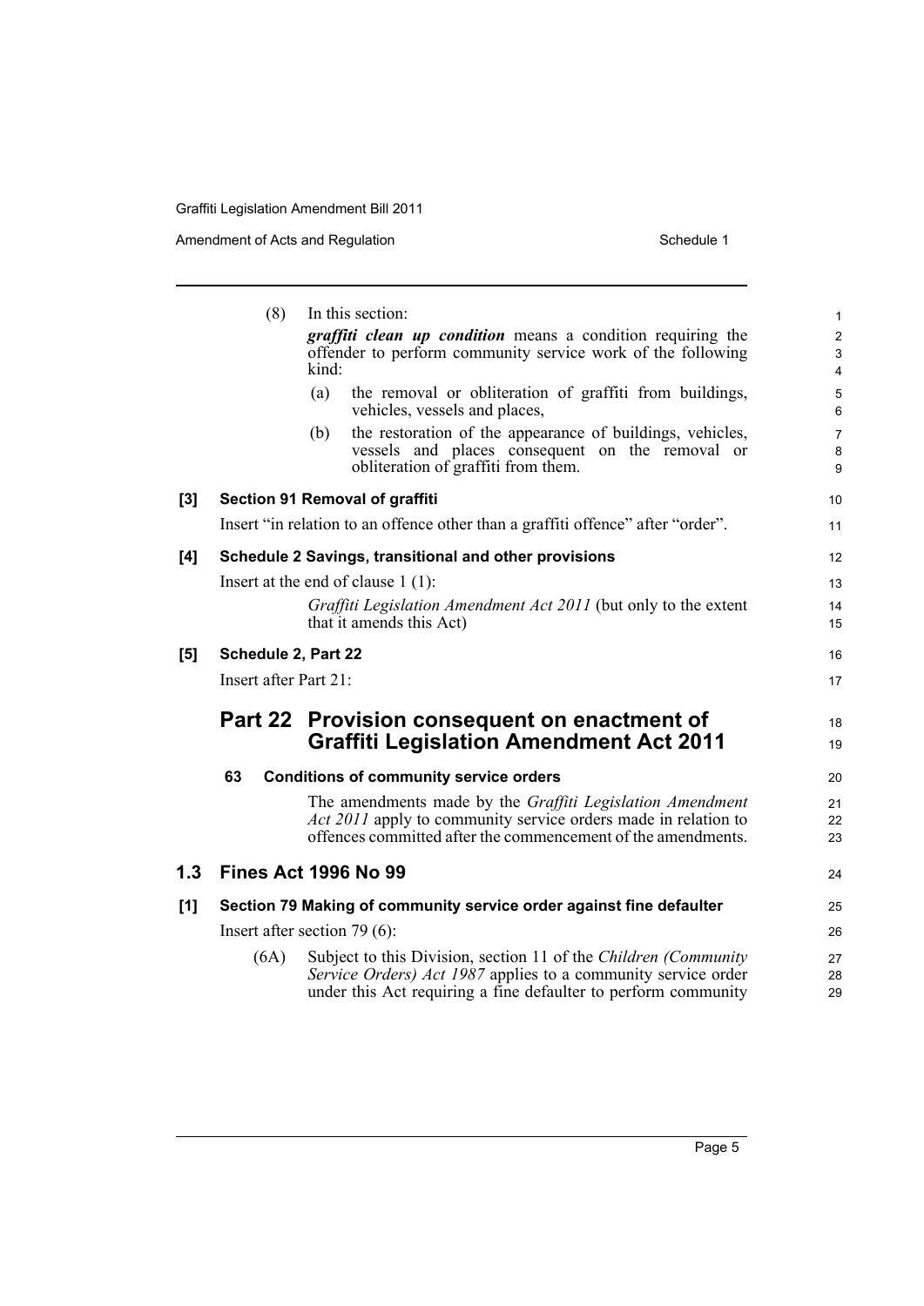(8) In this section:

***graffiti clean up condition*** means a condition requiring the offender to perform community service work of the following kind:

(a) the removal or obliteration of graffiti from buildings, vehicles, vessels and places,

(b) the restoration of the appearance of buildings, vehicles, vessels and places consequent on the removal or obliteration of graffiti from them.

**[3] Section 91 Removal of graffiti**

Insert "in relation to an offence other than a graffiti offence" after "order".

**[4] Schedule 2 Savings, transitional and other provisions**

Insert at the end of clause 1 (1):

*Graffiti Legislation Amendment Act 2011* (but only to the extent that it amends this Act)

**[5] Schedule 2, Part 22**

Insert after Part 21:

## Part 22 Provision consequent on enactment of Graffiti Legislation Amendment Act 2011

**63 Conditions of community service orders**

The amendments made by the *Graffiti Legislation Amendment Act 2011* apply to community service orders made in relation to offences committed after the commencement of the amendments.

## 1.3 Fines Act 1996 No 99

**[1] Section 79 Making of community service order against fine defaulter**

Insert after section 79 (6):

(6A) Subject to this Division, section 11 of the *Children (Community Service Orders) Act 1987* applies to a community service order under this Act requiring a fine defaulter to perform community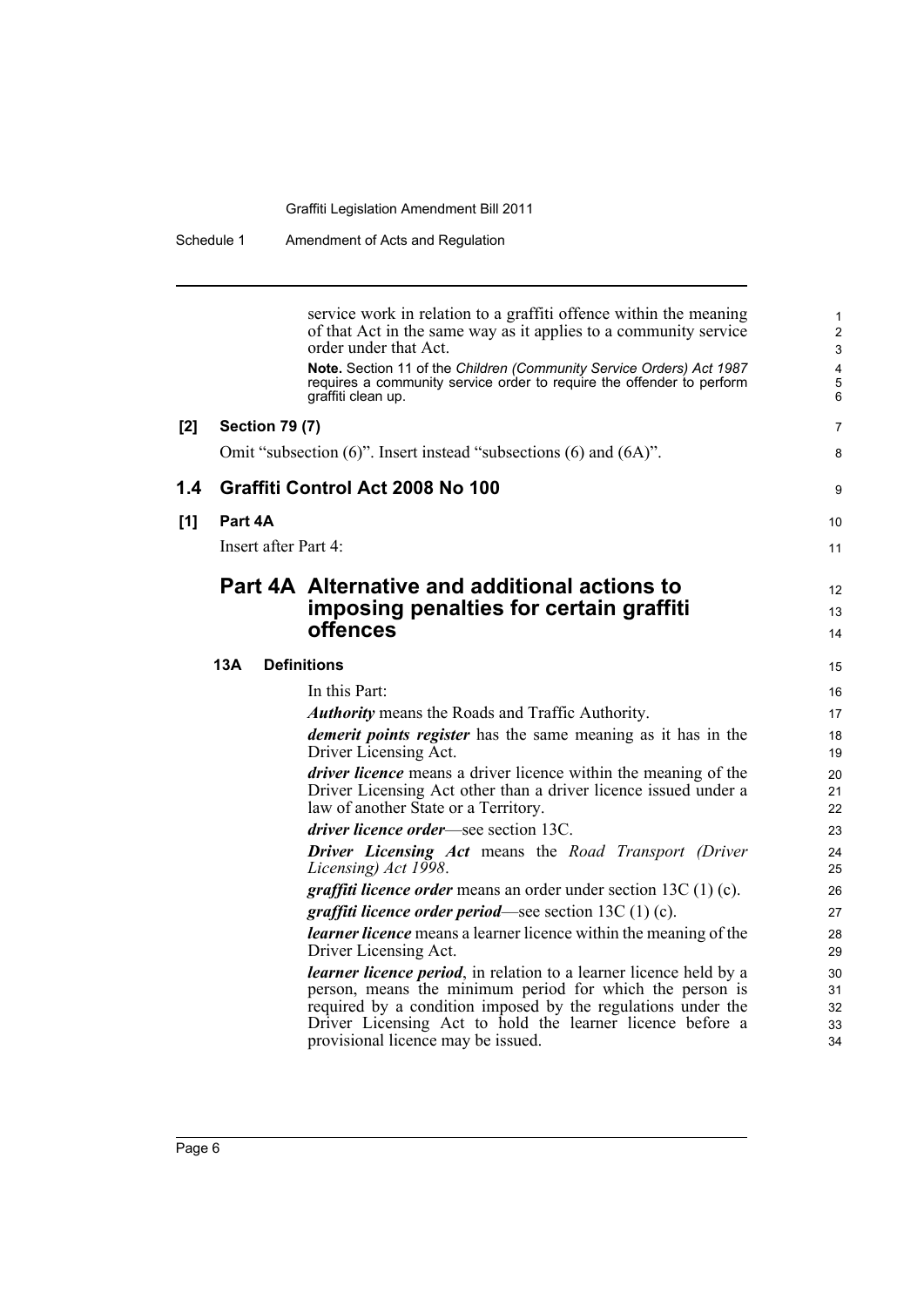service work in relation to a graffiti offence within the meaning of that Act in the same way as it applies to a community service order under that Act.

**Note.** Section 11 of the *Children (Community Service Orders) Act 1987* requires a community service order to require the offender to perform graffiti clean up.

**[2] Section 79 (7)**

Omit "subsection (6)". Insert instead "subsections (6) and (6A)".

## 1.4 Graffiti Control Act 2008 No 100

**[1] Part 4A**

Insert after Part 4:

## Part 4A Alternative and additional actions to imposing penalties for certain graffiti offences

### 13A Definitions

In this Part:

***Authority*** means the Roads and Traffic Authority.

***demerit points register*** has the same meaning as it has in the Driver Licensing Act.

***driver licence*** means a driver licence within the meaning of the Driver Licensing Act other than a driver licence issued under a law of another State or a Territory.

***driver licence order***—see section 13C.

***Driver Licensing Act*** means the *Road Transport (Driver Licensing) Act 1998*.

***graffiti licence order*** means an order under section 13C (1) (c).

***graffiti licence order period***—see section 13C (1) (c).

***learner licence*** means a learner licence within the meaning of the Driver Licensing Act.

***learner licence period***, in relation to a learner licence held by a person, means the minimum period for which the person is required by a condition imposed by the regulations under the Driver Licensing Act to hold the learner licence before a provisional licence may be issued.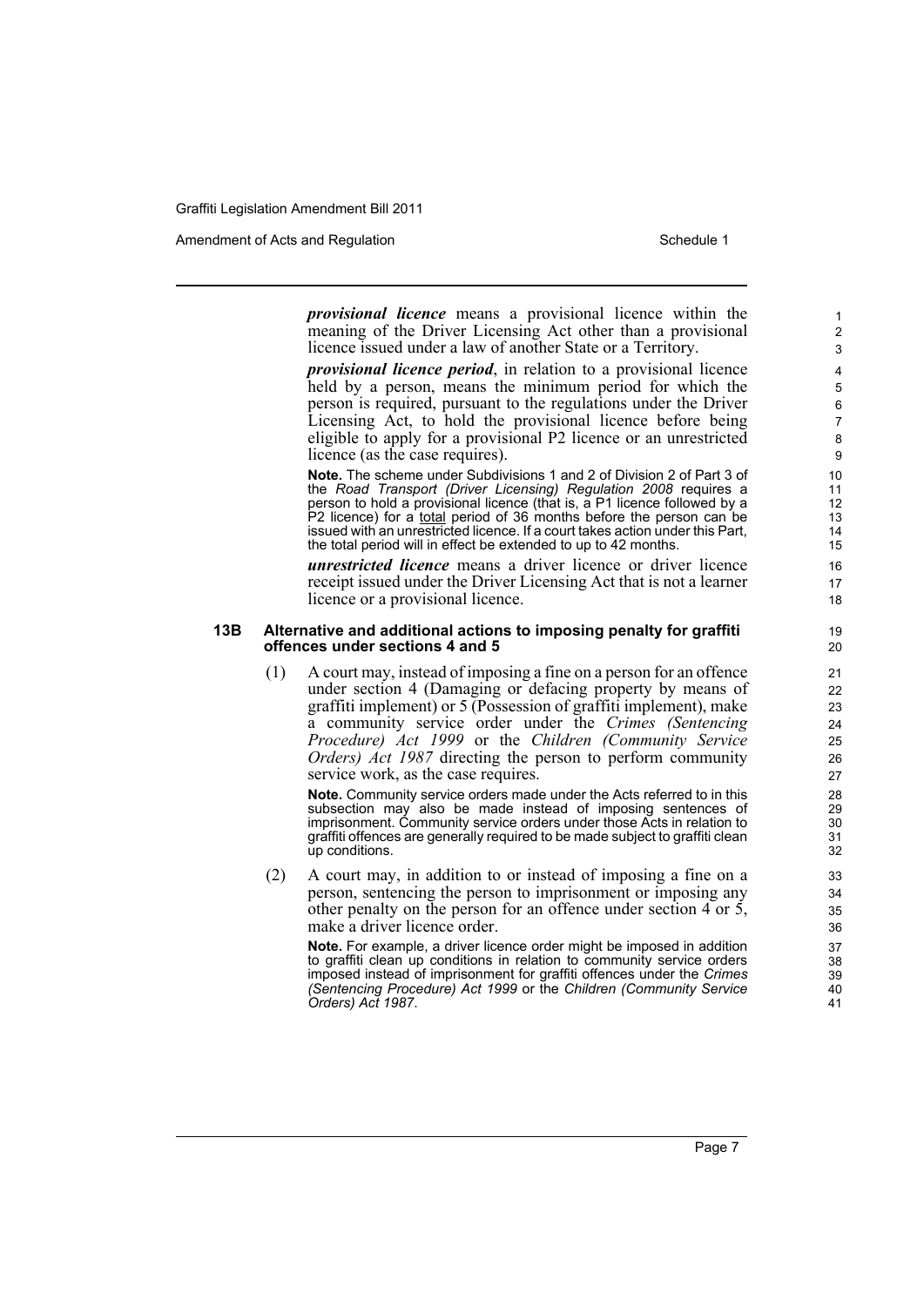***provisional licence*** means a provisional licence within the meaning of the Driver Licensing Act other than a provisional licence issued under a law of another State or a Territory.

***provisional licence period***, in relation to a provisional licence held by a person, means the minimum period for which the person is required, pursuant to the regulations under the Driver Licensing Act, to hold the provisional licence before being eligible to apply for a provisional P2 licence or an unrestricted licence (as the case requires).

**Note.** The scheme under Subdivisions 1 and 2 of Division 2 of Part 3 of the *Road Transport (Driver Licensing) Regulation 2008* requires a person to hold a provisional licence (that is, a P1 licence followed by a P2 licence) for a total period of 36 months before the person can be issued with an unrestricted licence. If a court takes action under this Part, the total period will in effect be extended to up to 42 months.

***unrestricted licence*** means a driver licence or driver licence receipt issued under the Driver Licensing Act that is not a learner licence or a provisional licence.

### 13B Alternative and additional actions to imposing penalty for graffiti offences under sections 4 and 5

(1) A court may, instead of imposing a fine on a person for an offence under section 4 (Damaging or defacing property by means of graffiti implement) or 5 (Possession of graffiti implement), make a community service order under the *Crimes (Sentencing Procedure) Act 1999* or the *Children (Community Service Orders) Act 1987* directing the person to perform community service work, as the case requires.

**Note.** Community service orders made under the Acts referred to in this subsection may also be made instead of imposing sentences of imprisonment. Community service orders under those Acts in relation to graffiti offences are generally required to be made subject to graffiti clean up conditions.

(2) A court may, in addition to or instead of imposing a fine on a person, sentencing the person to imprisonment or imposing any other penalty on the person for an offence under section 4 or 5, make a driver licence order.

**Note.** For example, a driver licence order might be imposed in addition to graffiti clean up conditions in relation to community service orders imposed instead of imprisonment for graffiti offences under the *Crimes (Sentencing Procedure) Act 1999* or the *Children (Community Service Orders) Act 1987*.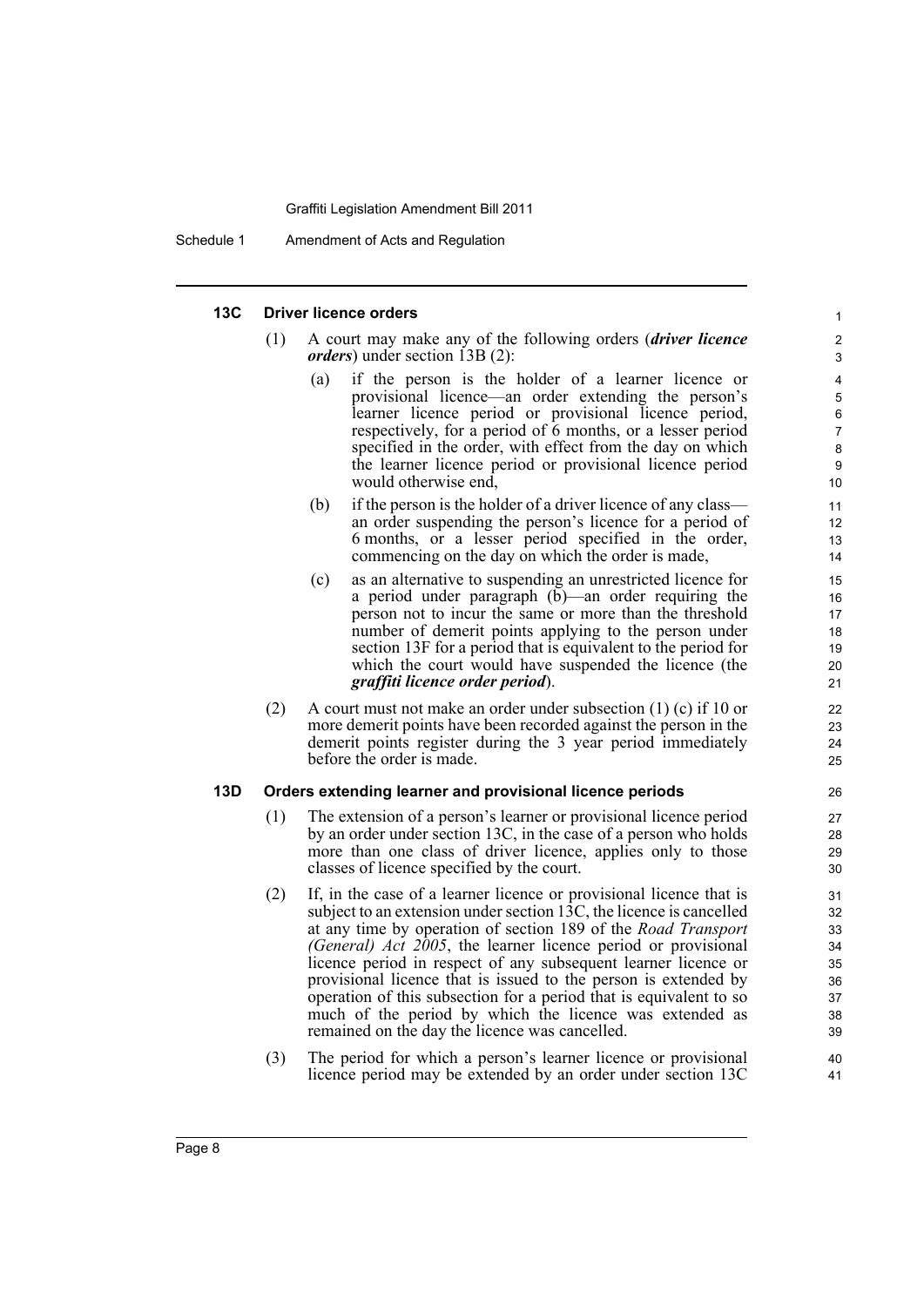### 13C Driver licence orders

(1) A court may make any of the following orders (***driver licence orders***) under section 13B (2):

(a) if the person is the holder of a learner licence or provisional licence—an order extending the person's learner licence period or provisional licence period, respectively, for a period of 6 months, or a lesser period specified in the order, with effect from the day on which the learner licence period or provisional licence period would otherwise end,

(b) if the person is the holder of a driver licence of any class—an order suspending the person's licence for a period of 6 months, or a lesser period specified in the order, commencing on the day on which the order is made,

(c) as an alternative to suspending an unrestricted licence for a period under paragraph (b)—an order requiring the person not to incur the same or more than the threshold number of demerit points applying to the person under section 13F for a period that is equivalent to the period for which the court would have suspended the licence (the ***graffiti licence order period***).

(2) A court must not make an order under subsection (1) (c) if 10 or more demerit points have been recorded against the person in the demerit points register during the 3 year period immediately before the order is made.

### 13D Orders extending learner and provisional licence periods

(1) The extension of a person's learner or provisional licence period by an order under section 13C, in the case of a person who holds more than one class of driver licence, applies only to those classes of licence specified by the court.

(2) If, in the case of a learner licence or provisional licence that is subject to an extension under section 13C, the licence is cancelled at any time by operation of section 189 of the *Road Transport (General) Act 2005*, the learner licence period or provisional licence period in respect of any subsequent learner licence or provisional licence that is issued to the person is extended by operation of this subsection for a period that is equivalent to so much of the period by which the licence was extended as remained on the day the licence was cancelled.

(3) The period for which a person's learner licence or provisional licence period may be extended by an order under section 13C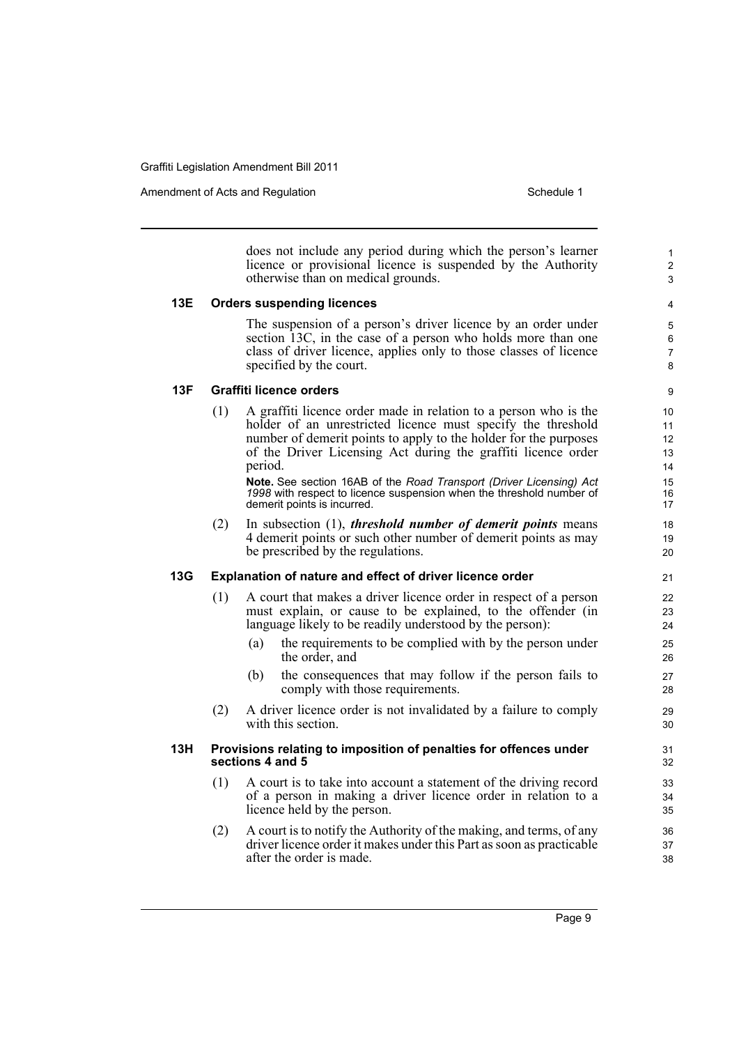does not include any period during which the person's learner licence or provisional licence is suspended by the Authority otherwise than on medical grounds.

#### 13E Orders suspending licences

The suspension of a person's driver licence by an order under section 13C, in the case of a person who holds more than one class of driver licence, applies only to those classes of licence specified by the court.

#### 13F Graffiti licence orders

(1) A graffiti licence order made in relation to a person who is the holder of an unrestricted licence must specify the threshold number of demerit points to apply to the holder for the purposes of the Driver Licensing Act during the graffiti licence order period.

**Note.** See section 16AB of the *Road Transport (Driver Licensing) Act 1998* with respect to licence suspension when the threshold number of demerit points is incurred.

(2) In subsection (1), ***threshold number of demerit points*** means 4 demerit points or such other number of demerit points as may be prescribed by the regulations.

#### 13G Explanation of nature and effect of driver licence order

(1) A court that makes a driver licence order in respect of a person must explain, or cause to be explained, to the offender (in language likely to be readily understood by the person):

- (a) the requirements to be complied with by the person under the order, and
- (b) the consequences that may follow if the person fails to comply with those requirements.

(2) A driver licence order is not invalidated by a failure to comply with this section.

#### 13H Provisions relating to imposition of penalties for offences under sections 4 and 5

(1) A court is to take into account a statement of the driving record of a person in making a driver licence order in relation to a licence held by the person.

(2) A court is to notify the Authority of the making, and terms, of any driver licence order it makes under this Part as soon as practicable after the order is made.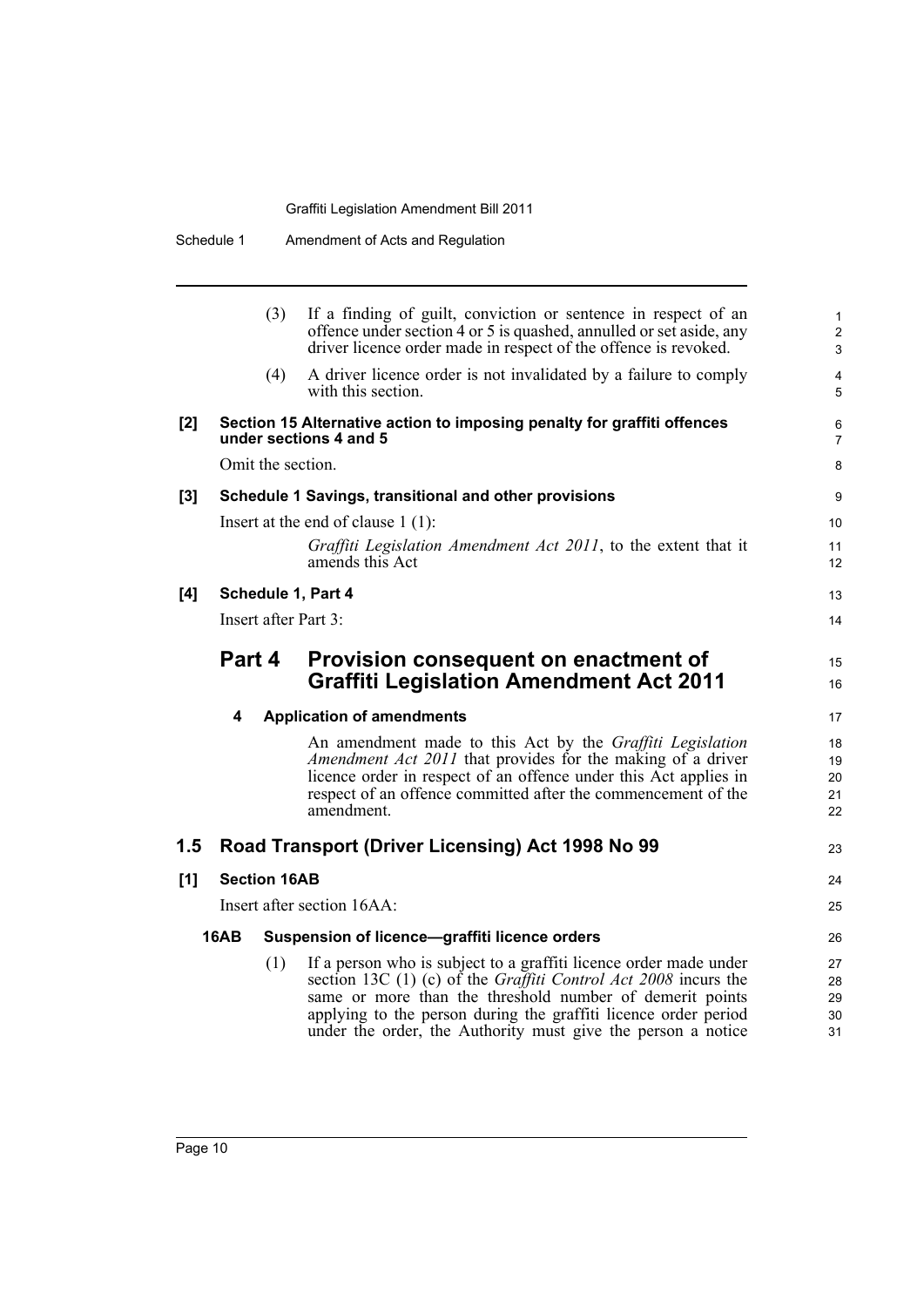(3) If a finding of guilt, conviction or sentence in respect of an offence under section 4 or 5 is quashed, annulled or set aside, any driver licence order made in respect of the offence is revoked.

(4) A driver licence order is not invalidated by a failure to comply with this section.

**[2] Section 15 Alternative action to imposing penalty for graffiti offences under sections 4 and 5**

Omit the section.

**[3] Schedule 1 Savings, transitional and other provisions**

Insert at the end of clause 1 (1):

*Graffiti Legislation Amendment Act 2011*, to the extent that it amends this Act

**[4] Schedule 1, Part 4**

Insert after Part 3:

## Part 4 Provision consequent on enactment of Graffiti Legislation Amendment Act 2011

**4 Application of amendments**

An amendment made to this Act by the *Graffiti Legislation Amendment Act 2011* that provides for the making of a driver licence order in respect of an offence under this Act applies in respect of an offence committed after the commencement of the amendment.

## 1.5 Road Transport (Driver Licensing) Act 1998 No 99

**[1] Section 16AB**

Insert after section 16AA:

**16AB Suspension of licence—graffiti licence orders**

(1) If a person who is subject to a graffiti licence order made under section 13C (1) (c) of the *Graffiti Control Act 2008* incurs the same or more than the threshold number of demerit points applying to the person during the graffiti licence order period under the order, the Authority must give the person a notice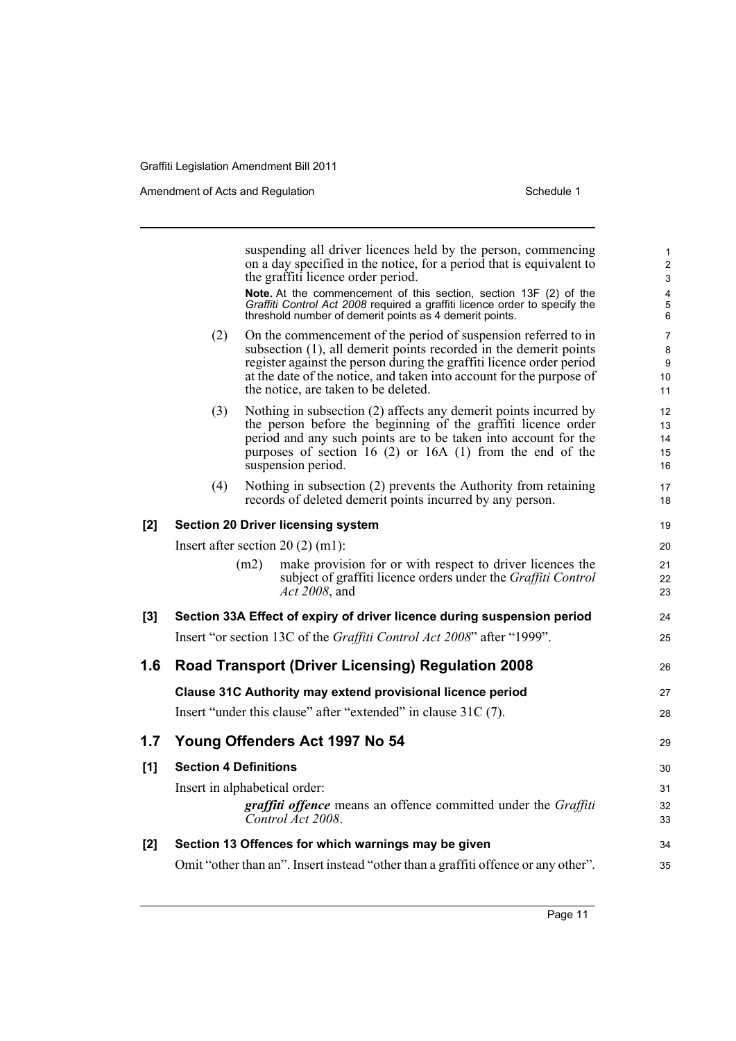suspending all driver licences held by the person, commencing on a day specified in the notice, for a period that is equivalent to the graffiti licence order period.

**Note.** At the commencement of this section, section 13F (2) of the *Graffiti Control Act 2008* required a graffiti licence order to specify the threshold number of demerit points as 4 demerit points.

(2) On the commencement of the period of suspension referred to in subsection (1), all demerit points recorded in the demerit points register against the person during the graffiti licence order period at the date of the notice, and taken into account for the purpose of the notice, are taken to be deleted.

(3) Nothing in subsection (2) affects any demerit points incurred by the person before the beginning of the graffiti licence order period and any such points are to be taken into account for the purposes of section 16 (2) or 16A (1) from the end of the suspension period.

(4) Nothing in subsection (2) prevents the Authority from retaining records of deleted demerit points incurred by any person.

**[2] Section 20 Driver licensing system**

Insert after section 20 (2) (m1):

(m2) make provision for or with respect to driver licences the subject of graffiti licence orders under the *Graffiti Control Act 2008*, and

**[3] Section 33A Effect of expiry of driver licence during suspension period**

Insert "or section 13C of the *Graffiti Control Act 2008*" after "1999".

## 1.6 Road Transport (Driver Licensing) Regulation 2008

**Clause 31C Authority may extend provisional licence period**

Insert "under this clause" after "extended" in clause 31C (7).

## 1.7 Young Offenders Act 1997 No 54

**[1] Section 4 Definitions**

Insert in alphabetical order:

***graffiti offence*** means an offence committed under the *Graffiti Control Act 2008*.

**[2] Section 13 Offences for which warnings may be given**

Omit "other than an". Insert instead "other than a graffiti offence or any other".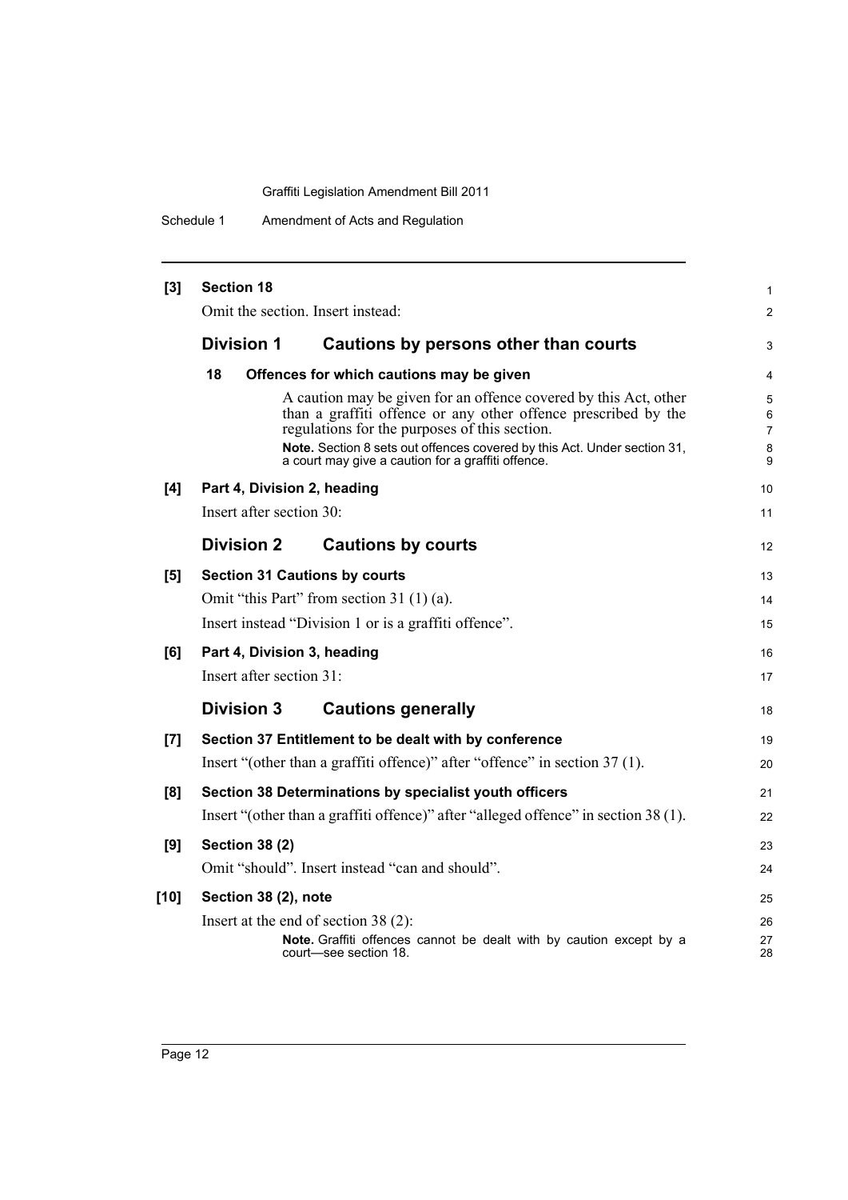**[3] Section 18**

Omit the section. Insert instead:

### Division 1 Cautions by persons other than courts

**18 Offences for which cautions may be given**

A caution may be given for an offence covered by this Act, other than a graffiti offence or any other offence prescribed by the regulations for the purposes of this section.

**Note.** Section 8 sets out offences covered by this Act. Under section 31, a court may give a caution for a graffiti offence.

**[4] Part 4, Division 2, heading**

Insert after section 30:

### Division 2 Cautions by courts

**[5] Section 31 Cautions by courts**

Omit "this Part" from section 31 (1) (a).

Insert instead "Division 1 or is a graffiti offence".

**[6] Part 4, Division 3, heading**

Insert after section 31:

### Division 3 Cautions generally

**[7] Section 37 Entitlement to be dealt with by conference**

Insert "(other than a graffiti offence)" after "offence" in section 37 (1).

**[8] Section 38 Determinations by specialist youth officers**

Insert "(other than a graffiti offence)" after "alleged offence" in section 38 (1).

**[9] Section 38 (2)**

Omit "should". Insert instead "can and should".

**[10] Section 38 (2), note**

Insert at the end of section 38 (2):

**Note.** Graffiti offences cannot be dealt with by caution except by a court—see section 18.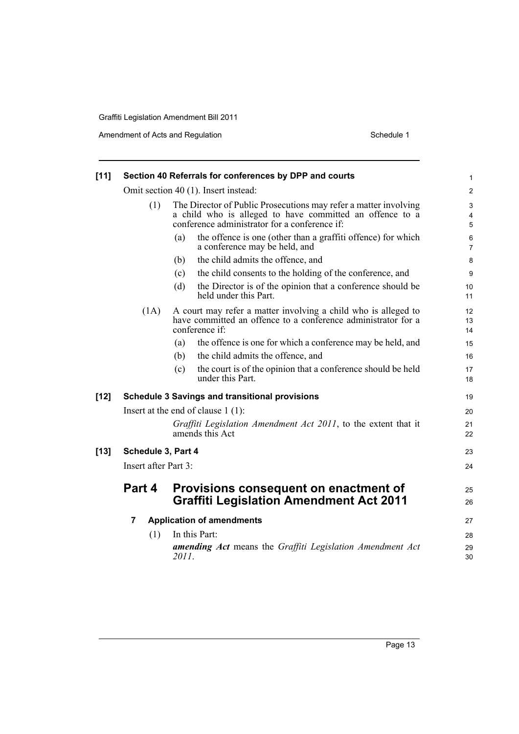**[11] Section 40 Referrals for conferences by DPP and courts**

Omit section 40 (1). Insert instead:

(1) The Director of Public Prosecutions may refer a matter involving a child who is alleged to have committed an offence to a conference administrator for a conference if:

(a) the offence is one (other than a graffiti offence) for which a conference may be held, and

(b) the child admits the offence, and

(c) the child consents to the holding of the conference, and

(d) the Director is of the opinion that a conference should be held under this Part.

(1A) A court may refer a matter involving a child who is alleged to have committed an offence to a conference administrator for a conference if:

(a) the offence is one for which a conference may be held, and

(b) the child admits the offence, and

(c) the court is of the opinion that a conference should be held under this Part.

**[12] Schedule 3 Savings and transitional provisions**

Insert at the end of clause 1 (1):

*Graffiti Legislation Amendment Act 2011*, to the extent that it amends this Act

**[13] Schedule 3, Part 4**

Insert after Part 3:

## Part 4 Provisions consequent on enactment of Graffiti Legislation Amendment Act 2011

### 7 Application of amendments

(1) In this Part:

***amending Act*** means the *Graffiti Legislation Amendment Act 2011*.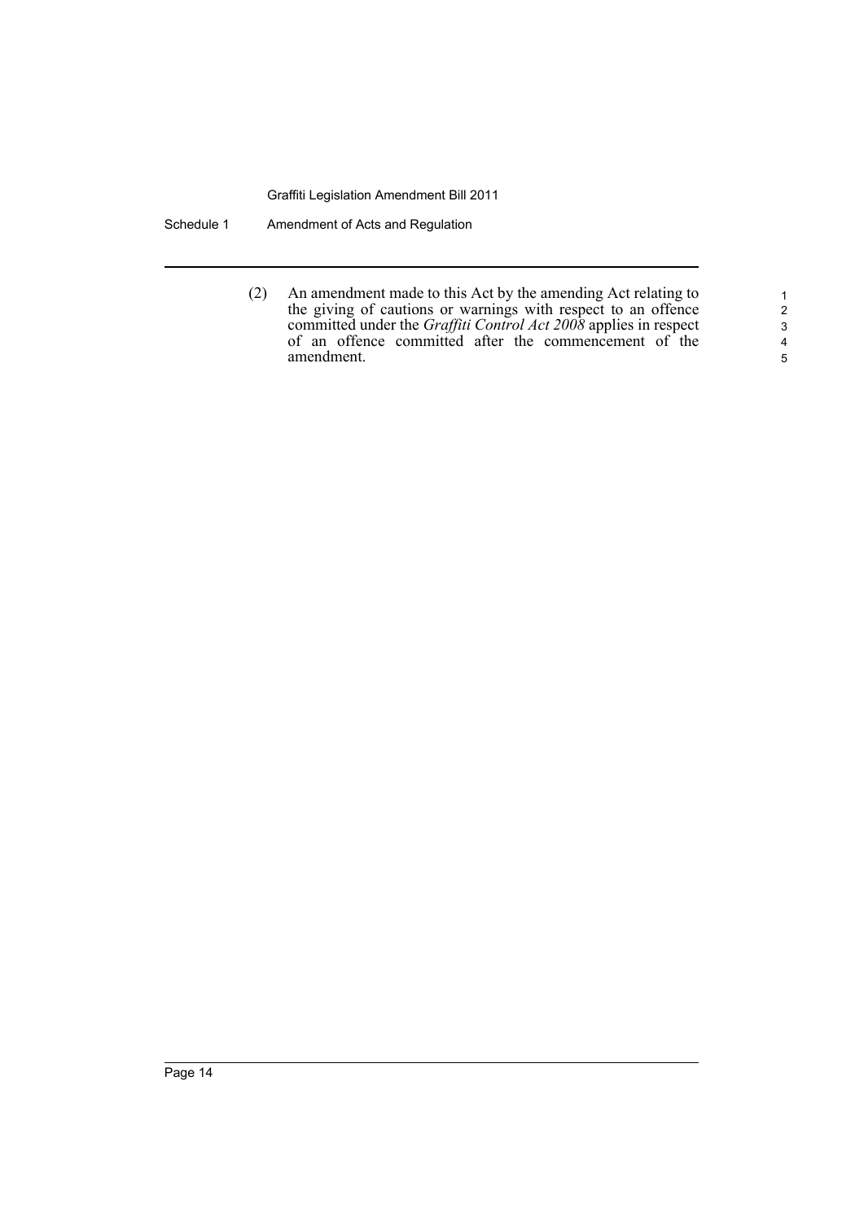(2) An amendment made to this Act by the amending Act relating to the giving of cautions or warnings with respect to an offence committed under the *Graffiti Control Act 2008* applies in respect of an offence committed after the commencement of the amendment.